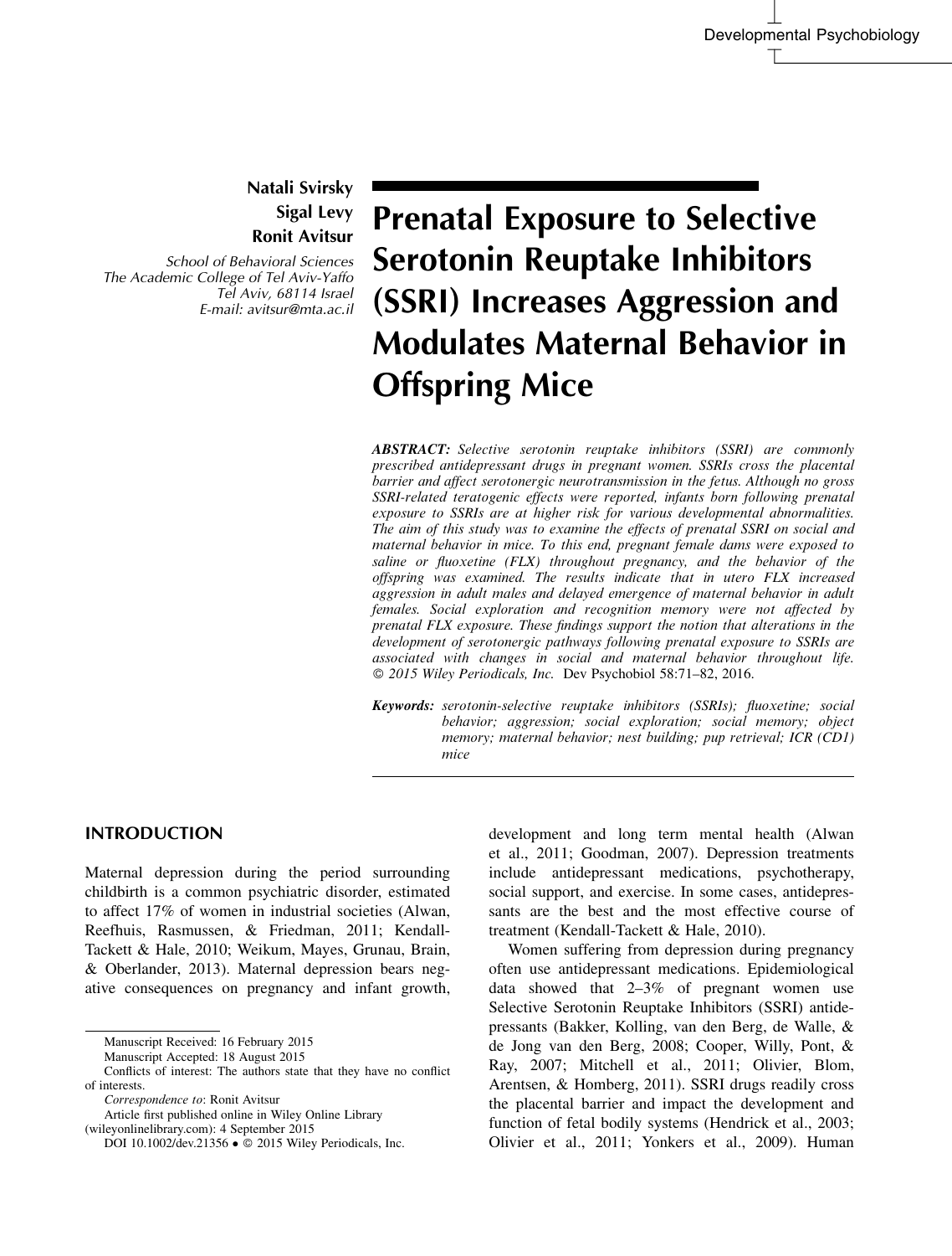Natali Svirsky
Sigal Levy
Ronit Avitsur

*School of Behavioral Sciences*
*The Academic College of Tel Aviv-Yaffo*
*Tel Aviv, 68114 Israel*
*E-mail: avitsur@mta.ac.il*

# Prenatal Exposure to Selective Serotonin Reuptake Inhibitors (SSRI) Increases Aggression and Modulates Maternal Behavior in Offspring Mice

***ABSTRACT:*** *Selective serotonin reuptake inhibitors (SSRI) are commonly prescribed antidepressant drugs in pregnant women. SSRIs cross the placental barrier and affect serotonergic neurotransmission in the fetus. Although no gross SSRI-related teratogenic effects were reported, infants born following prenatal exposure to SSRIs are at higher risk for various developmental abnormalities. The aim of this study was to examine the effects of prenatal SSRI on social and maternal behavior in mice. To this end, pregnant female dams were exposed to saline or fluoxetine (FLX) throughout pregnancy, and the behavior of the offspring was examined. The results indicate that in utero FLX increased aggression in adult males and delayed emergence of maternal behavior in adult females. Social exploration and recognition memory were not affected by prenatal FLX exposure. These findings support the notion that alterations in the development of serotonergic pathways following prenatal exposure to SSRIs are associated with changes in social and maternal behavior throughout life. © 2015 Wiley Periodicals, Inc.* Dev Psychobiol 58:71–82, 2016.

***Keywords:*** *serotonin-selective reuptake inhibitors (SSRIs); fluoxetine; social behavior; aggression; social exploration; social memory; object memory; maternal behavior; nest building; pup retrieval; ICR (CD1) mice*

## INTRODUCTION

Maternal depression during the period surrounding childbirth is a common psychiatric disorder, estimated to affect 17% of women in industrial societies (Alwan, Reefhuis, Rasmussen, & Friedman, 2011; Kendall-Tackett & Hale, 2010; Weikum, Mayes, Grunau, Brain, & Oberlander, 2013). Maternal depression bears negative consequences on pregnancy and infant growth, development and long term mental health (Alwan et al., 2011; Goodman, 2007). Depression treatments include antidepressant medications, psychotherapy, social support, and exercise. In some cases, antidepressants are the best and the most effective course of treatment (Kendall-Tackett & Hale, 2010).

Women suffering from depression during pregnancy often use antidepressant medications. Epidemiological data showed that 2–3% of pregnant women use Selective Serotonin Reuptake Inhibitors (SSRI) antidepressants (Bakker, Kolling, van den Berg, de Walle, & de Jong van den Berg, 2008; Cooper, Willy, Pont, & Ray, 2007; Mitchell et al., 2011; Olivier, Blom, Arentsen, & Homberg, 2011). SSRI drugs readily cross the placental barrier and impact the development and function of fetal bodily systems (Hendrick et al., 2003; Olivier et al., 2011; Yonkers et al., 2009). Human

Manuscript Received: 16 February 2015
Manuscript Accepted: 18 August 2015
Conflicts of interest: The authors state that they have no conflict of interests.
*Correspondence to*: Ronit Avitsur
Article first published online in Wiley Online Library (wileyonlinelibrary.com): 4 September 2015
DOI 10.1002/dev.21356 • © 2015 Wiley Periodicals, Inc.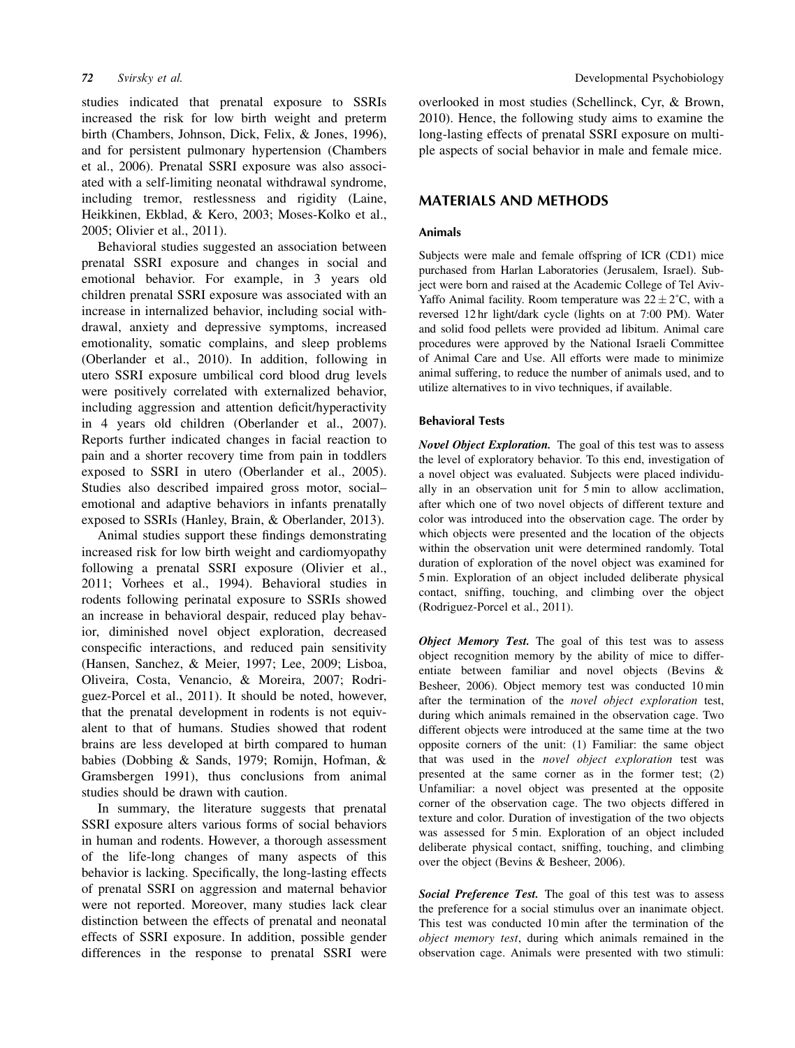studies indicated that prenatal exposure to SSRIs increased the risk for low birth weight and preterm birth (Chambers, Johnson, Dick, Felix, & Jones, 1996), and for persistent pulmonary hypertension (Chambers et al., 2006). Prenatal SSRI exposure was also associated with a self-limiting neonatal withdrawal syndrome, including tremor, restlessness and rigidity (Laine, Heikkinen, Ekblad, & Kero, 2003; Moses-Kolko et al., 2005; Olivier et al., 2011).

Behavioral studies suggested an association between prenatal SSRI exposure and changes in social and emotional behavior. For example, in 3 years old children prenatal SSRI exposure was associated with an increase in internalized behavior, including social withdrawal, anxiety and depressive symptoms, increased emotionality, somatic complains, and sleep problems (Oberlander et al., 2010). In addition, following in utero SSRI exposure umbilical cord blood drug levels were positively correlated with externalized behavior, including aggression and attention deficit/hyperactivity in 4 years old children (Oberlander et al., 2007). Reports further indicated changes in facial reaction to pain and a shorter recovery time from pain in toddlers exposed to SSRI in utero (Oberlander et al., 2005). Studies also described impaired gross motor, social–emotional and adaptive behaviors in infants prenatally exposed to SSRIs (Hanley, Brain, & Oberlander, 2013).

Animal studies support these findings demonstrating increased risk for low birth weight and cardiomyopathy following a prenatal SSRI exposure (Olivier et al., 2011; Vorhees et al., 1994). Behavioral studies in rodents following perinatal exposure to SSRIs showed an increase in behavioral despair, reduced play behavior, diminished novel object exploration, decreased conspecific interactions, and reduced pain sensitivity (Hansen, Sanchez, & Meier, 1997; Lee, 2009; Lisboa, Oliveira, Costa, Venancio, & Moreira, 2007; Rodriguez-Porcel et al., 2011). It should be noted, however, that the prenatal development in rodents is not equivalent to that of humans. Studies showed that rodent brains are less developed at birth compared to human babies (Dobbing & Sands, 1979; Romijn, Hofman, & Gramsbergen 1991), thus conclusions from animal studies should be drawn with caution.

In summary, the literature suggests that prenatal SSRI exposure alters various forms of social behaviors in human and rodents. However, a thorough assessment of the life-long changes of many aspects of this behavior is lacking. Specifically, the long-lasting effects of prenatal SSRI on aggression and maternal behavior were not reported. Moreover, many studies lack clear distinction between the effects of prenatal and neonatal effects of SSRI exposure. In addition, possible gender differences in the response to prenatal SSRI were overlooked in most studies (Schellinck, Cyr, & Brown, 2010). Hence, the following study aims to examine the long-lasting effects of prenatal SSRI exposure on multiple aspects of social behavior in male and female mice.

## MATERIALS AND METHODS

### Animals

Subjects were male and female offspring of ICR (CD1) mice purchased from Harlan Laboratories (Jerusalem, Israel). Subject were born and raised at the Academic College of Tel Aviv-Yaffo Animal facility. Room temperature was $22 \pm 2^{\circ}$C, with a reversed 12 hr light/dark cycle (lights on at 7:00 PM). Water and solid food pellets were provided ad libitum. Animal care procedures were approved by the National Israeli Committee of Animal Care and Use. All efforts were made to minimize animal suffering, to reduce the number of animals used, and to utilize alternatives to in vivo techniques, if available.

### Behavioral Tests

***Novel Object Exploration.*** The goal of this test was to assess the level of exploratory behavior. To this end, investigation of a novel object was evaluated. Subjects were placed individually in an observation unit for 5 min to allow acclimation, after which one of two novel objects of different texture and color was introduced into the observation cage. The order by which objects were presented and the location of the objects within the observation unit were determined randomly. Total duration of exploration of the novel object was examined for 5 min. Exploration of an object included deliberate physical contact, sniffing, touching, and climbing over the object (Rodriguez-Porcel et al., 2011).

***Object Memory Test.*** The goal of this test was to assess object recognition memory by the ability of mice to differentiate between familiar and novel objects (Bevins & Besheer, 2006). Object memory test was conducted 10 min after the termination of the *novel object exploration* test, during which animals remained in the observation cage. Two different objects were introduced at the same time at the two opposite corners of the unit: (1) Familiar: the same object that was used in the *novel object exploration* test was presented at the same corner as in the former test; (2) Unfamiliar: a novel object was presented at the opposite corner of the observation cage. The two objects differed in texture and color. Duration of investigation of the two objects was assessed for 5 min. Exploration of an object included deliberate physical contact, sniffing, touching, and climbing over the object (Bevins & Besheer, 2006).

***Social Preference Test.*** The goal of this test was to assess the preference for a social stimulus over an inanimate object. This test was conducted 10 min after the termination of the *object memory test*, during which animals remained in the observation cage. Animals were presented with two stimuli: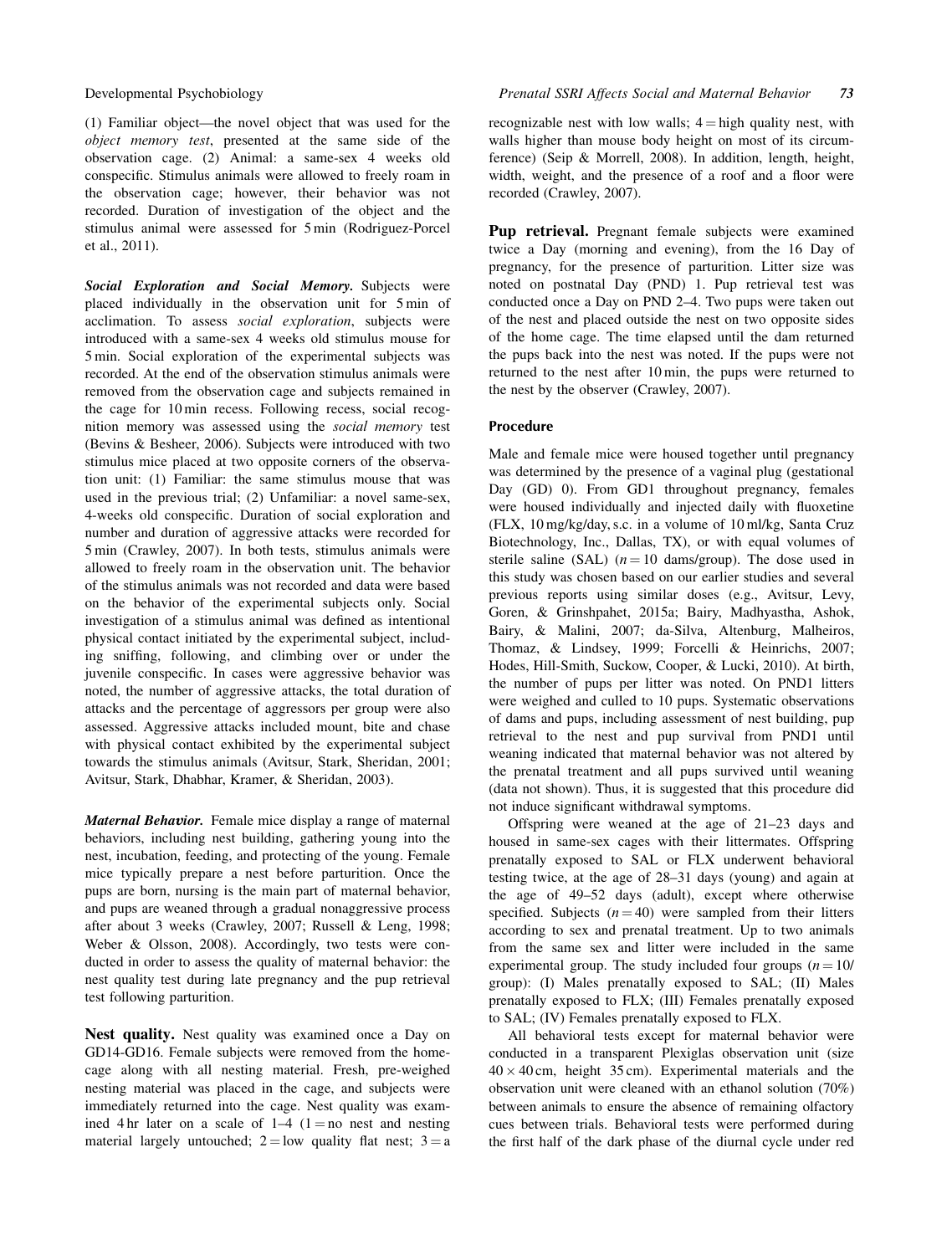(1) Familiar object—the novel object that was used for the *object memory test*, presented at the same side of the observation cage. (2) Animal: a same-sex 4 weeks old conspecific. Stimulus animals were allowed to freely roam in the observation cage; however, their behavior was not recorded. Duration of investigation of the object and the stimulus animal were assessed for 5 min (Rodriguez-Porcel et al., 2011).

***Social Exploration and Social Memory.*** Subjects were placed individually in the observation unit for 5 min of acclimation. To assess *social exploration*, subjects were introduced with a same-sex 4 weeks old stimulus mouse for 5 min. Social exploration of the experimental subjects was recorded. At the end of the observation stimulus animals were removed from the observation cage and subjects remained in the cage for 10 min recess. Following recess, social recognition memory was assessed using the *social memory* test (Bevins & Besheer, 2006). Subjects were introduced with two stimulus mice placed at two opposite corners of the observation unit: (1) Familiar: the same stimulus mouse that was used in the previous trial; (2) Unfamiliar: a novel same-sex, 4-weeks old conspecific. Duration of social exploration and number and duration of aggressive attacks were recorded for 5 min (Crawley, 2007). In both tests, stimulus animals were allowed to freely roam in the observation unit. The behavior of the stimulus animals was not recorded and data were based on the behavior of the experimental subjects only. Social investigation of a stimulus animal was defined as intentional physical contact initiated by the experimental subject, including sniffing, following, and climbing over or under the juvenile conspecific. In cases were aggressive behavior was noted, the number of aggressive attacks, the total duration of attacks and the percentage of aggressors per group were also assessed. Aggressive attacks included mount, bite and chase with physical contact exhibited by the experimental subject towards the stimulus animals (Avitsur, Stark, Sheridan, 2001; Avitsur, Stark, Dhabhar, Kramer, & Sheridan, 2003).

***Maternal Behavior.*** Female mice display a range of maternal behaviors, including nest building, gathering young into the nest, incubation, feeding, and protecting of the young. Female mice typically prepare a nest before parturition. Once the pups are born, nursing is the main part of maternal behavior, and pups are weaned through a gradual nonaggressive process after about 3 weeks (Crawley, 2007; Russell & Leng, 1998; Weber & Olsson, 2008). Accordingly, two tests were conducted in order to assess the quality of maternal behavior: the nest quality test during late pregnancy and the pup retrieval test following parturition.

**Nest quality.** Nest quality was examined once a Day on GD14-GD16. Female subjects were removed from the home-cage along with all nesting material. Fresh, pre-weighed nesting material was placed in the cage, and subjects were immediately returned into the cage. Nest quality was examined 4 hr later on a scale of 1–4 (1 = no nest and nesting material largely untouched; 2 = low quality flat nest; 3 = a recognizable nest with low walls; 4 = high quality nest, with walls higher than mouse body height on most of its circumference) (Seip & Morrell, 2008). In addition, length, height, width, weight, and the presence of a roof and a floor were recorded (Crawley, 2007).

**Pup retrieval.** Pregnant female subjects were examined twice a Day (morning and evening), from the 16 Day of pregnancy, for the presence of parturition. Litter size was noted on postnatal Day (PND) 1. Pup retrieval test was conducted once a Day on PND 2–4. Two pups were taken out of the nest and placed outside the nest on two opposite sides of the home cage. The time elapsed until the dam returned the pups back into the nest was noted. If the pups were not returned to the nest after 10 min, the pups were returned to the nest by the observer (Crawley, 2007).

## Procedure

Male and female mice were housed together until pregnancy was determined by the presence of a vaginal plug (gestational Day (GD) 0). From GD1 throughout pregnancy, females were housed individually and injected daily with fluoxetine (FLX, 10 mg/kg/day, s.c. in a volume of 10 ml/kg, Santa Cruz Biotechnology, Inc., Dallas, TX), or with equal volumes of sterile saline (SAL) ($n = 10$ dams/group). The dose used in this study was chosen based on our earlier studies and several previous reports using similar doses (e.g., Avitsur, Levy, Goren, & Grinshpahet, 2015a; Bairy, Madhyastha, Ashok, Bairy, & Malini, 2007; da-Silva, Altenburg, Malheiros, Thomaz, & Lindsey, 1999; Forcelli & Heinrichs, 2007; Hodes, Hill-Smith, Suckow, Cooper, & Lucki, 2010). At birth, the number of pups per litter was noted. On PND1 litters were weighed and culled to 10 pups. Systematic observations of dams and pups, including assessment of nest building, pup retrieval to the nest and pup survival from PND1 until weaning indicated that maternal behavior was not altered by the prenatal treatment and all pups survived until weaning (data not shown). Thus, it is suggested that this procedure did not induce significant withdrawal symptoms.

Offspring were weaned at the age of 21–23 days and housed in same-sex cages with their littermates. Offspring prenatally exposed to SAL or FLX underwent behavioral testing twice, at the age of 28–31 days (young) and again at the age of 49–52 days (adult), except where otherwise specified. Subjects ($n = 40$) were sampled from their litters according to sex and prenatal treatment. Up to two animals from the same sex and litter were included in the same experimental group. The study included four groups ($n = 10$/group): (I) Males prenatally exposed to SAL; (II) Males prenatally exposed to FLX; (III) Females prenatally exposed to SAL; (IV) Females prenatally exposed to FLX.

All behavioral tests except for maternal behavior were conducted in a transparent Plexiglas observation unit (size $40 \times 40$ cm, height 35 cm). Experimental materials and the observation unit were cleaned with an ethanol solution (70%) between animals to ensure the absence of remaining olfactory cues between trials. Behavioral tests were performed during the first half of the dark phase of the diurnal cycle under red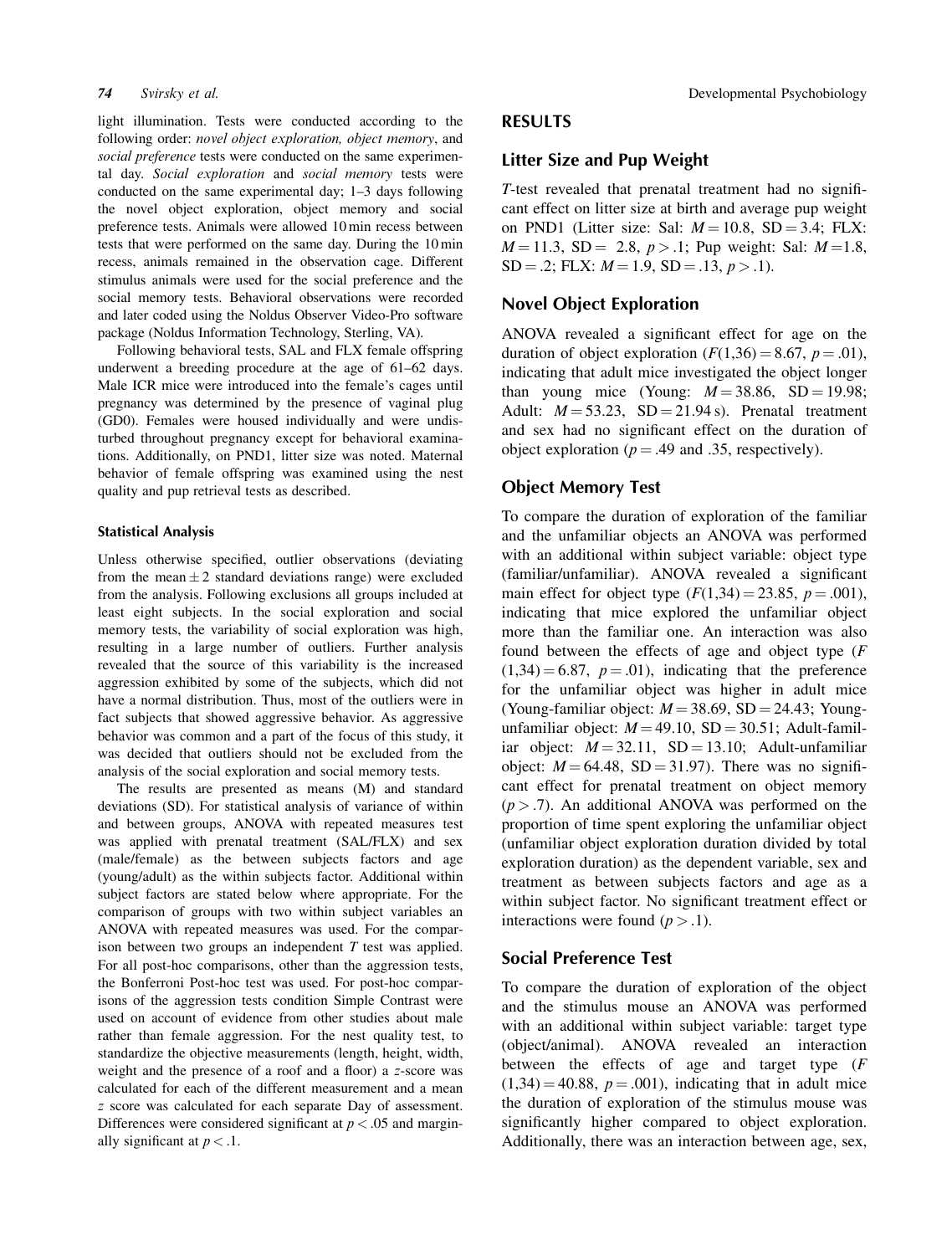light illumination. Tests were conducted according to the following order: *novel object exploration, object memory*, and *social preference* tests were conducted on the same experimental day. *Social exploration* and *social memory* tests were conducted on the same experimental day; 1–3 days following the novel object exploration, object memory and social preference tests. Animals were allowed 10 min recess between tests that were performed on the same day. During the 10 min recess, animals remained in the observation cage. Different stimulus animals were used for the social preference and the social memory tests. Behavioral observations were recorded and later coded using the Noldus Observer Video-Pro software package (Noldus Information Technology, Sterling, VA).

Following behavioral tests, SAL and FLX female offspring underwent a breeding procedure at the age of 61–62 days. Male ICR mice were introduced into the female's cages until pregnancy was determined by the presence of vaginal plug (GD0). Females were housed individually and were undisturbed throughout pregnancy except for behavioral examinations. Additionally, on PND1, litter size was noted. Maternal behavior of female offspring was examined using the nest quality and pup retrieval tests as described.

#### Statistical Analysis

Unless otherwise specified, outlier observations (deviating from the mean $\pm$ 2 standard deviations range) were excluded from the analysis. Following exclusions all groups included at least eight subjects. In the social exploration and social memory tests, the variability of social exploration was high, resulting in a large number of outliers. Further analysis revealed that the source of this variability is the increased aggression exhibited by some of the subjects, which did not have a normal distribution. Thus, most of the outliers were in fact subjects that showed aggressive behavior. As aggressive behavior was common and a part of the focus of this study, it was decided that outliers should not be excluded from the analysis of the social exploration and social memory tests.

The results are presented as means (M) and standard deviations (SD). For statistical analysis of variance of within and between groups, ANOVA with repeated measures test was applied with prenatal treatment (SAL/FLX) and sex (male/female) as the between subjects factors and age (young/adult) as the within subjects factor. Additional within subject factors are stated below where appropriate. For the comparison of groups with two within subject variables an ANOVA with repeated measures was used. For the comparison between two groups an independent $T$ test was applied. For all post-hoc comparisons, other than the aggression tests, the Bonferroni Post-hoc test was used. For post-hoc comparisons of the aggression tests condition Simple Contrast were used on account of evidence from other studies about male rather than female aggression. For the nest quality test, to standardize the objective measurements (length, height, width, weight and the presence of a roof and a floor) a $z$-score was calculated for each of the different measurement and a mean $z$ score was calculated for each separate Day of assessment. Differences were considered significant at $p < .05$ and marginally significant at $p < .1$.

## RESULTS

### Litter Size and Pup Weight

$T$-test revealed that prenatal treatment had no significant effect on litter size at birth and average pup weight on PND1 (Litter size: Sal: $M = 10.8$, $SD = 3.4$; FLX: $M = 11.3$, $SD = 2.8$, $p > .1$; Pup weight: Sal: $M = 1.8$, $SD = .2$; FLX: $M = 1.9$, $SD = .13$, $p > .1$).

### Novel Object Exploration

ANOVA revealed a significant effect for age on the duration of object exploration ($F(1,36) = 8.67$, $p = .01$), indicating that adult mice investigated the object longer than young mice (Young: $M = 38.86$, $SD = 19.98$; Adult: $M = 53.23$, $SD = 21.94$ s). Prenatal treatment and sex had no significant effect on the duration of object exploration ($p = .49$ and .35, respectively).

### Object Memory Test

To compare the duration of exploration of the familiar and the unfamiliar objects an ANOVA was performed with an additional within subject variable: object type (familiar/unfamiliar). ANOVA revealed a significant main effect for object type ($F(1,34) = 23.85$, $p = .001$), indicating that mice explored the unfamiliar object more than the familiar one. An interaction was also found between the effects of age and object type ($F(1,34) = 6.87$, $p = .01$), indicating that the preference for the unfamiliar object was higher in adult mice (Young-familiar object: $M = 38.69$, $SD = 24.43$; Young-unfamiliar object: $M = 49.10$, $SD = 30.51$; Adult-familiar object: $M = 32.11$, $SD = 13.10$; Adult-unfamiliar object: $M = 64.48$, $SD = 31.97$). There was no significant effect for prenatal treatment on object memory ($p > .7$). An additional ANOVA was performed on the proportion of time spent exploring the unfamiliar object (unfamiliar object exploration duration divided by total exploration duration) as the dependent variable, sex and treatment as between subjects factors and age as a within subject factor. No significant treatment effect or interactions were found ($p > .1$).

### Social Preference Test

To compare the duration of exploration of the object and the stimulus mouse an ANOVA was performed with an additional within subject variable: target type (object/animal). ANOVA revealed an interaction between the effects of age and target type ($F(1,34) = 40.88$, $p = .001$), indicating that in adult mice the duration of exploration of the stimulus mouse was significantly higher compared to object exploration. Additionally, there was an interaction between age, sex,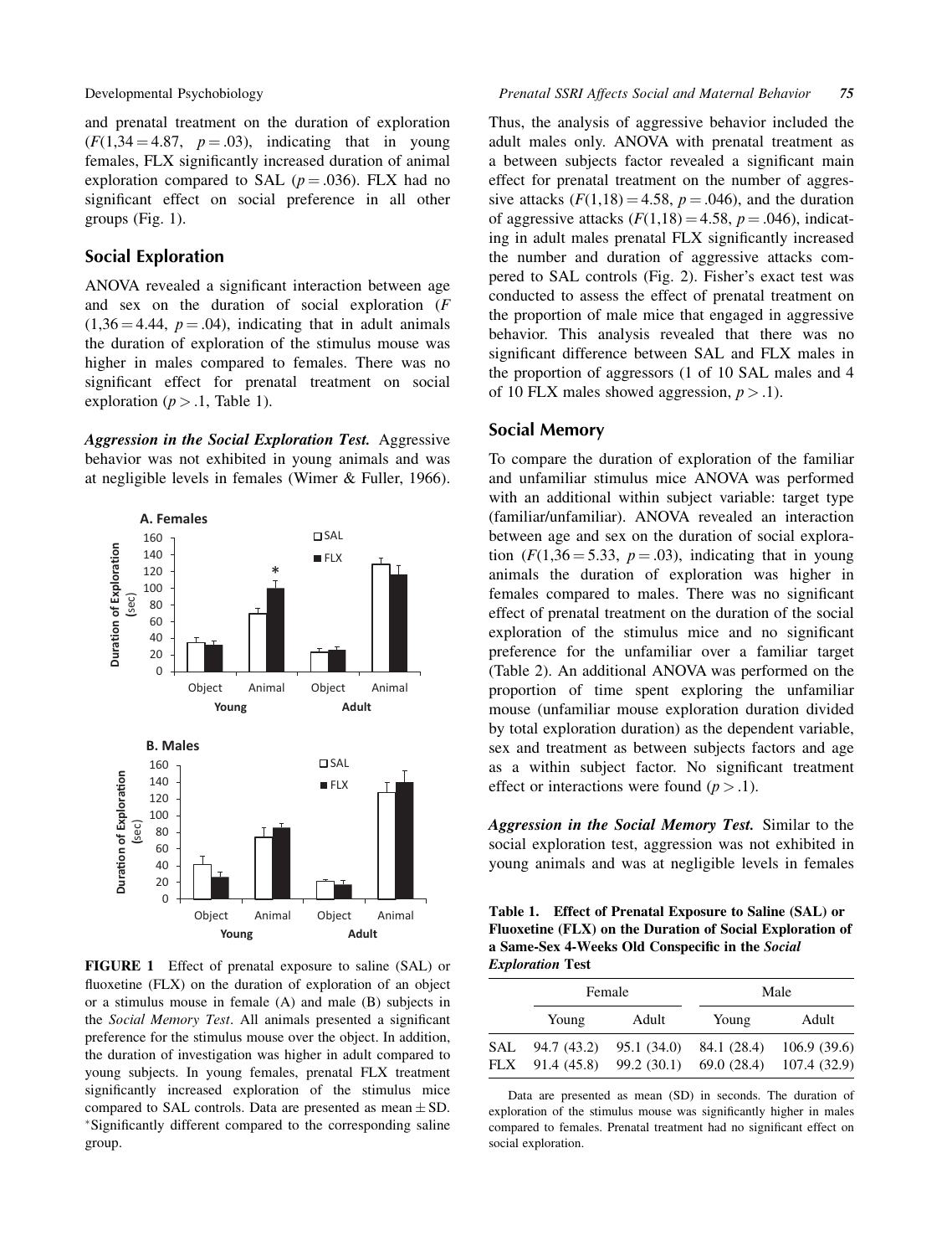and prenatal treatment on the duration of exploration ($F(1,34 = 4.87$, $p = .03$), indicating that in young females, FLX significantly increased duration of animal exploration compared to SAL ($p = .036$). FLX had no significant effect on social preference in all other groups (Fig. 1).

## Social Exploration

ANOVA revealed a significant interaction between age and sex on the duration of social exploration ($F(1,36 = 4.44$, $p = .04$), indicating that in adult animals the duration of exploration of the stimulus mouse was higher in males compared to females. There was no significant effect for prenatal treatment on social exploration ($p > .1$, Table 1).

***Aggression in the Social Exploration Test.*** Aggressive behavior was not exhibited in young animals and was at negligible levels in females (Wimer & Fuller, 1966). Thus, the analysis of aggressive behavior included the adult males only. ANOVA with prenatal treatment as a between subjects factor revealed a significant main effect for prenatal treatment on the number of aggressive attacks ($F(1,18) = 4.58$, $p = .046$), and the duration of aggressive attacks ($F(1,18) = 4.58$, $p = .046$), indicating in adult males prenatal FLX significantly increased the number and duration of aggressive attacks compared to SAL controls (Fig. 2). Fisher's exact test was conducted to assess the effect of prenatal treatment on the proportion of male mice that engaged in aggressive behavior. This analysis revealed that there was no significant difference between SAL and FLX males in the proportion of aggressors (1 of 10 SAL males and 4 of 10 FLX males showed aggression, $p > .1$).

**FIGURE 1** Effect of prenatal exposure to saline (SAL) or fluoxetine (FLX) on the duration of exploration of an object or a stimulus mouse in female (A) and male (B) subjects in the *Social Memory Test*. All animals presented a significant preference for the stimulus mouse over the object. In addition, the duration of investigation was higher in adult compared to young subjects. In young females, prenatal FLX treatment significantly increased exploration of the stimulus mice compared to SAL controls. Data are presented as mean ± SD. *Significantly different compared to the corresponding saline group.

## Social Memory

To compare the duration of exploration of the familiar and unfamiliar stimulus mice ANOVA was performed with an additional within subject variable: target type (familiar/unfamiliar). ANOVA revealed an interaction between age and sex on the duration of social exploration ($F(1,36 = 5.33$, $p = .03$), indicating that in young animals the duration of exploration was higher in females compared to males. There was no significant effect of prenatal treatment on the duration of the social exploration of the stimulus mice and no significant preference for the unfamiliar over a familiar target (Table 2). An additional ANOVA was performed on the proportion of time spent exploring the unfamiliar mouse (unfamiliar mouse exploration duration divided by total exploration duration) as the dependent variable, sex and treatment as between subjects factors and age as a within subject factor. No significant treatment effect or interactions were found ($p > .1$).

***Aggression in the Social Memory Test.*** Similar to the social exploration test, aggression was not exhibited in young animals and was at negligible levels in females

**Table 1. Effect of Prenatal Exposure to Saline (SAL) or Fluoxetine (FLX) on the Duration of Social Exploration of a Same-Sex 4-Weeks Old Conspecific in the *Social Exploration* Test**

| | Female | | Male | |
|---|---|---|---|---|
| | Young | Adult | Young | Adult |
| SAL | 94.7 (43.2) | 95.1 (34.0) | 84.1 (28.4) | 106.9 (39.6) |
| FLX | 91.4 (45.8) | 99.2 (30.1) | 69.0 (28.4) | 107.4 (32.9) |

Data are presented as mean (SD) in seconds. The duration of exploration of the stimulus mouse was significantly higher in males compared to females. Prenatal treatment had no significant effect on social exploration.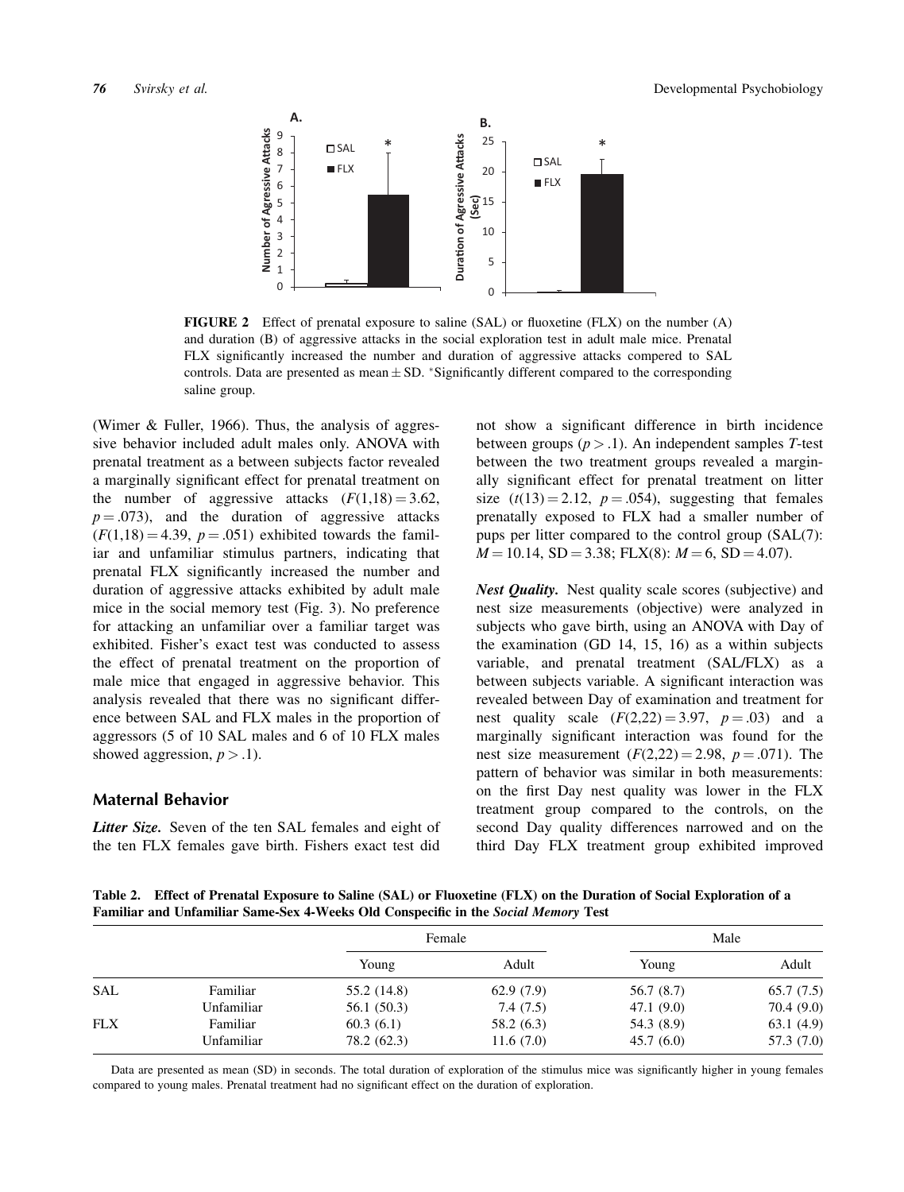FIGURE 2 Effect of prenatal exposure to saline (SAL) or fluoxetine (FLX) on the number (A) and duration (B) of aggressive attacks in the social exploration test in adult male mice. Prenatal FLX significantly increased the number and duration of aggressive attacks compered to SAL controls. Data are presented as mean ± SD. *Significantly different compared to the corresponding saline group.

(Wimer & Fuller, 1966). Thus, the analysis of aggressive behavior included adult males only. ANOVA with prenatal treatment as a between subjects factor revealed a marginally significant effect for prenatal treatment on the number of aggressive attacks ($F(1,18) = 3.62$, $p = .073$), and the duration of aggressive attacks ($F(1,18) = 4.39$, $p = .051$) exhibited towards the familiar and unfamiliar stimulus partners, indicating that prenatal FLX significantly increased the number and duration of aggressive attacks exhibited by adult male mice in the social memory test (Fig. 3). No preference for attacking an unfamiliar over a familiar target was exhibited. Fisher's exact test was conducted to assess the effect of prenatal treatment on the proportion of male mice that engaged in aggressive behavior. This analysis revealed that there was no significant difference between SAL and FLX males in the proportion of aggressors (5 of 10 SAL males and 6 of 10 FLX males showed aggression, $p > .1$).

## Maternal Behavior

***Litter Size.*** Seven of the ten SAL females and eight of the ten FLX females gave birth. Fishers exact test did not show a significant difference in birth incidence between groups ($p > .1$). An independent samples *T*-test between the two treatment groups revealed a marginally significant effect for prenatal treatment on litter size ($t(13) = 2.12$, $p = .054$), suggesting that females prenatally exposed to FLX had a smaller number of pups per litter compared to the control group (SAL(7): $M = 10.14$, $SD = 3.38$; FLX(8): $M = 6$, $SD = 4.07$).

***Nest Quality.*** Nest quality scale scores (subjective) and nest size measurements (objective) were analyzed in subjects who gave birth, using an ANOVA with Day of the examination (GD 14, 15, 16) as a within subjects variable, and prenatal treatment (SAL/FLX) as a between subjects variable. A significant interaction was revealed between Day of examination and treatment for nest quality scale ($F(2,22) = 3.97$, $p = .03$) and a marginally significant interaction was found for the nest size measurement ($F(2,22) = 2.98$, $p = .071$). The pattern of behavior was similar in both measurements: on the first Day nest quality was lower in the FLX treatment group compared to the controls, on the second Day quality differences narrowed and on the third Day FLX treatment group exhibited improved

**Table 2. Effect of Prenatal Exposure to Saline (SAL) or Fluoxetine (FLX) on the Duration of Social Exploration of a Familiar and Unfamiliar Same-Sex 4-Weeks Old Conspecific in the *Social Memory* Test**

| | | Female | | Male | |
|---|---|---|---|---|---|
| | | Young | Adult | Young | Adult |
| SAL | Familiar | 55.2 (14.8) | 62.9 (7.9) | 56.7 (8.7) | 65.7 (7.5) |
| | Unfamiliar | 56.1 (50.3) | 7.4 (7.5) | 47.1 (9.0) | 70.4 (9.0) |
| FLX | Familiar | 60.3 (6.1) | 58.2 (6.3) | 54.3 (8.9) | 63.1 (4.9) |
| | Unfamiliar | 78.2 (62.3) | 11.6 (7.0) | 45.7 (6.0) | 57.3 (7.0) |

Data are presented as mean (SD) in seconds. The total duration of exploration of the stimulus mice was significantly higher in young females compared to young males. Prenatal treatment had no significant effect on the duration of exploration.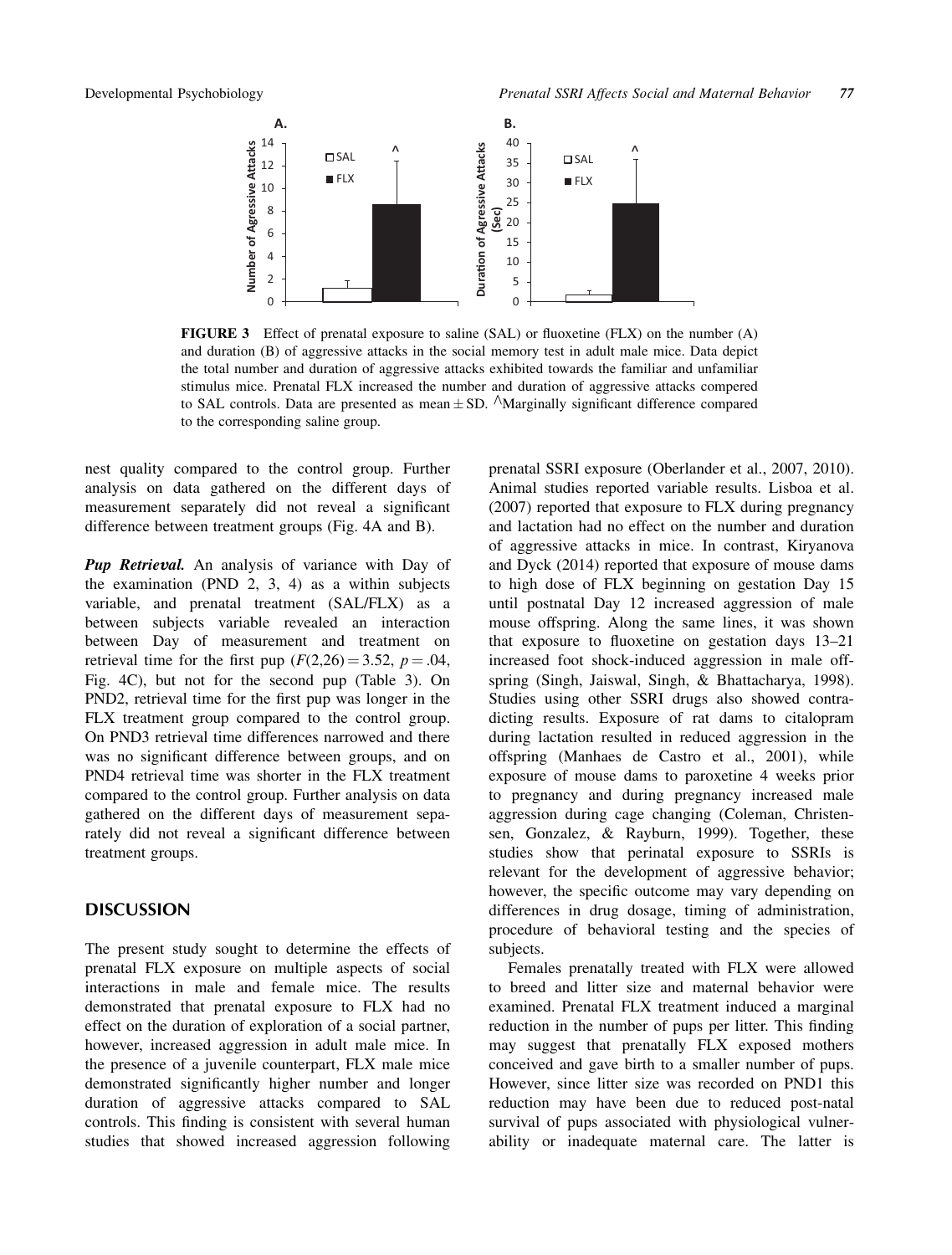**FIGURE 3** Effect of prenatal exposure to saline (SAL) or fluoxetine (FLX) on the number (A) and duration (B) of aggressive attacks in the social memory test in adult male mice. Data depict the total number and duration of aggressive attacks exhibited towards the familiar and unfamiliar stimulus mice. Prenatal FLX increased the number and duration of aggressive attacks compered to SAL controls. Data are presented as mean ± SD. ^Marginally significant difference compared to the corresponding saline group.

nest quality compared to the control group. Further analysis on data gathered on the different days of measurement separately did not reveal a significant difference between treatment groups (Fig. 4A and B).

***Pup Retrieval.*** An analysis of variance with Day of the examination (PND 2, 3, 4) as a within subjects variable, and prenatal treatment (SAL/FLX) as a between subjects variable revealed an interaction between Day of measurement and treatment on retrieval time for the first pup ($F(2,26) = 3.52$, $p = .04$, Fig. 4C), but not for the second pup (Table 3). On PND2, retrieval time for the first pup was longer in the FLX treatment group compared to the control group. On PND3 retrieval time differences narrowed and there was no significant difference between groups, and on PND4 retrieval time was shorter in the FLX treatment compared to the control group. Further analysis on data gathered on the different days of measurement separately did not reveal a significant difference between treatment groups.

## DISCUSSION

The present study sought to determine the effects of prenatal FLX exposure on multiple aspects of social interactions in male and female mice. The results demonstrated that prenatal exposure to FLX had no effect on the duration of exploration of a social partner, however, increased aggression in adult male mice. In the presence of a juvenile counterpart, FLX male mice demonstrated significantly higher number and longer duration of aggressive attacks compared to SAL controls. This finding is consistent with several human studies that showed increased aggression following prenatal SSRI exposure (Oberlander et al., 2007, 2010). Animal studies reported variable results. Lisboa et al. (2007) reported that exposure to FLX during pregnancy and lactation had no effect on the number and duration of aggressive attacks in mice. In contrast, Kiryanova and Dyck (2014) reported that exposure of mouse dams to high dose of FLX beginning on gestation Day 15 until postnatal Day 12 increased aggression of male mouse offspring. Along the same lines, it was shown that exposure to fluoxetine on gestation days 13–21 increased foot shock-induced aggression in male offspring (Singh, Jaiswal, Singh, & Bhattacharya, 1998). Studies using other SSRI drugs also showed contradicting results. Exposure of rat dams to citalopram during lactation resulted in reduced aggression in the offspring (Manhaes de Castro et al., 2001), while exposure of mouse dams to paroxetine 4 weeks prior to pregnancy and during pregnancy increased male aggression during cage changing (Coleman, Christensen, Gonzalez, & Rayburn, 1999). Together, these studies show that perinatal exposure to SSRIs is relevant for the development of aggressive behavior; however, the specific outcome may vary depending on differences in drug dosage, timing of administration, procedure of behavioral testing and the species of subjects.

Females prenatally treated with FLX were allowed to breed and litter size and maternal behavior were examined. Prenatal FLX treatment induced a marginal reduction in the number of pups per litter. This finding may suggest that prenatally FLX exposed mothers conceived and gave birth to a smaller number of pups. However, since litter size was recorded on PND1 this reduction may have been due to reduced post-natal survival of pups associated with physiological vulnerability or inadequate maternal care. The latter is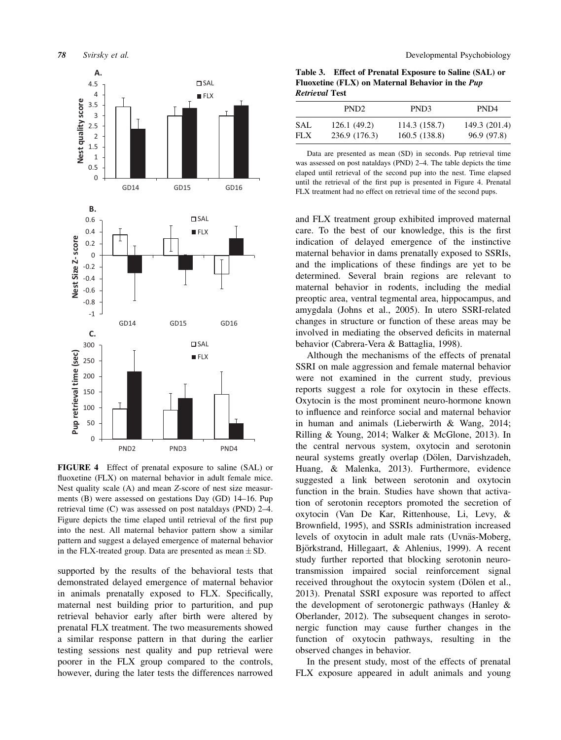FIGURE 4 Effect of prenatal exposure to saline (SAL) or fluoxetine (FLX) on maternal behavior in adult female mice. Nest quality scale (A) and mean Z-score of nest size measurments (B) were assessed on gestations Day (GD) 14–16. Pup retrieval time (C) was assessed on post nataldays (PND) 2–4. Figure depicts the time elaped until retrieval of the first pup into the nest. All maternal behavior pattern show a similar pattern and suggest a delayed emergence of maternal behavior in the FLX-treated group. Data are presented as mean $\pm$ SD.

supported by the results of the behavioral tests that demonstrated delayed emergence of maternal behavior in animals prenatally exposed to FLX. Specifically, maternal nest building prior to parturition, and pup retrieval behavior early after birth were altered by prenatal FLX treatment. The two measurements showed a similar response pattern in that during the earlier testing sessions nest quality and pup retrieval were poorer in the FLX group compared to the controls, however, during the later tests the differences narrowed and FLX treatment group exhibited improved maternal care. To the best of our knowledge, this is the first indication of delayed emergence of the instinctive maternal behavior in dams prenatally exposed to SSRIs, and the implications of these findings are yet to be determined. Several brain regions are relevant to maternal behavior in rodents, including the medial preoptic area, ventral tegmental area, hippocampus, and amygdala (Johns et al., 2005). In utero SSRI-related changes in structure or function of these areas may be involved in mediating the observed deficits in maternal behavior (Cabrera-Vera & Battaglia, 1998).

**Table 3. Effect of Prenatal Exposure to Saline (SAL) or Fluoxetine (FLX) on Maternal Behavior in the *Pup Retrieval* Test**

| | PND2 | PND3 | PND4 |
|---|---|---|---|
| SAL | 126.1 (49.2) | 114.3 (158.7) | 149.3 (201.4) |
| FLX | 236.9 (176.3) | 160.5 (138.8) | 96.9 (97.8) |

Data are presented as mean (SD) in seconds. Pup retrieval time was assessed on post nataldays (PND) 2–4. The table depicts the time elaped until retrieval of the second pup into the nest. Time elapsed until the retrieval of the first pup is presented in Figure 4. Prenatal FLX treatment had no effect on retrieval time of the second pups.

Although the mechanisms of the effects of prenatal SSRI on male aggression and female maternal behavior were not examined in the current study, previous reports suggest a role for oxytocin in these effects. Oxytocin is the most prominent neuro-hormone known to influence and reinforce social and maternal behavior in human and animals (Lieberwirth & Wang, 2014; Rilling & Young, 2014; Walker & McGlone, 2013). In the central nervous system, oxytocin and serotonin neural systems greatly overlap (Dölen, Darvishzadeh, Huang, & Malenka, 2013). Furthermore, evidence suggested a link between serotonin and oxytocin function in the brain. Studies have shown that activation of serotonin receptors promoted the secretion of oxytocin (Van De Kar, Rittenhouse, Li, Levy, & Brownfield, 1995), and SSRIs administration increased levels of oxytocin in adult male rats (Uvnäs-Moberg, Björkstrand, Hillegaart, & Ahlenius, 1999). A recent study further reported that blocking serotonin neurotransmission impaired social reinforcement signal received throughout the oxytocin system (Dölen et al., 2013). Prenatal SSRI exposure was reported to affect the development of serotonergic pathways (Hanley & Oberlander, 2012). The subsequent changes in serotonergic function may cause further changes in the function of oxytocin pathways, resulting in the observed changes in behavior.

In the present study, most of the effects of prenatal FLX exposure appeared in adult animals and young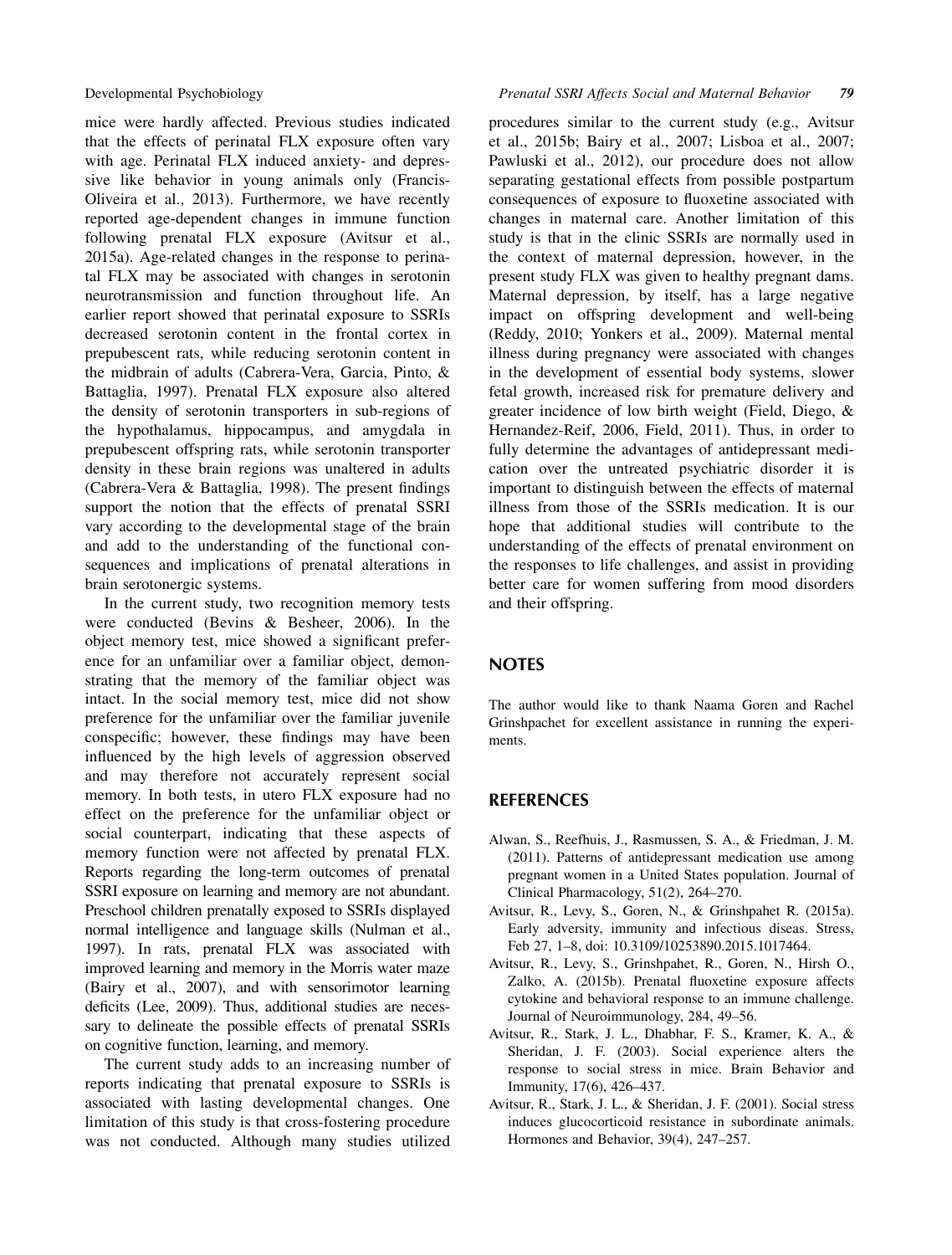mice were hardly affected. Previous studies indicated that the effects of perinatal FLX exposure often vary with age. Perinatal FLX induced anxiety- and depressive like behavior in young animals only (Francis-Oliveira et al., 2013). Furthermore, we have recently reported age-dependent changes in immune function following prenatal FLX exposure (Avitsur et al., 2015a). Age-related changes in the response to perinatal FLX may be associated with changes in serotonin neurotransmission and function throughout life. An earlier report showed that perinatal exposure to SSRIs decreased serotonin content in the frontal cortex in prepubescent rats, while reducing serotonin content in the midbrain of adults (Cabrera-Vera, Garcia, Pinto, & Battaglia, 1997). Prenatal FLX exposure also altered the density of serotonin transporters in sub-regions of the hypothalamus, hippocampus, and amygdala in prepubescent offspring rats, while serotonin transporter density in these brain regions was unaltered in adults (Cabrera-Vera & Battaglia, 1998). The present findings support the notion that the effects of prenatal SSRI vary according to the developmental stage of the brain and add to the understanding of the functional consequences and implications of prenatal alterations in brain serotonergic systems.

In the current study, two recognition memory tests were conducted (Bevins & Besheer, 2006). In the object memory test, mice showed a significant preference for an unfamiliar over a familiar object, demonstrating that the memory of the familiar object was intact. In the social memory test, mice did not show preference for the unfamiliar over the familiar juvenile conspecific; however, these findings may have been influenced by the high levels of aggression observed and may therefore not accurately represent social memory. In both tests, in utero FLX exposure had no effect on the preference for the unfamiliar object or social counterpart, indicating that these aspects of memory function were not affected by prenatal FLX. Reports regarding the long-term outcomes of prenatal SSRI exposure on learning and memory are not abundant. Preschool children prenatally exposed to SSRIs displayed normal intelligence and language skills (Nulman et al., 1997). In rats, prenatal FLX was associated with improved learning and memory in the Morris water maze (Bairy et al., 2007), and with sensorimotor learning deficits (Lee, 2009). Thus, additional studies are necessary to delineate the possible effects of prenatal SSRIs on cognitive function, learning, and memory.

The current study adds to an increasing number of reports indicating that prenatal exposure to SSRIs is associated with lasting developmental changes. One limitation of this study is that cross-fostering procedure was not conducted. Although many studies utilized procedures similar to the current study (e.g., Avitsur et al., 2015b; Bairy et al., 2007; Lisboa et al., 2007; Pawluski et al., 2012), our procedure does not allow separating gestational effects from possible postpartum consequences of exposure to fluoxetine associated with changes in maternal care. Another limitation of this study is that in the clinic SSRIs are normally used in the context of maternal depression, however, in the present study FLX was given to healthy pregnant dams. Maternal depression, by itself, has a large negative impact on offspring development and well-being (Reddy, 2010; Yonkers et al., 2009). Maternal mental illness during pregnancy were associated with changes in the development of essential body systems, slower fetal growth, increased risk for premature delivery and greater incidence of low birth weight (Field, Diego, & Hernandez-Reif, 2006, Field, 2011). Thus, in order to fully determine the advantages of antidepressant medication over the untreated psychiatric disorder it is important to distinguish between the effects of maternal illness from those of the SSRIs medication. It is our hope that additional studies will contribute to the understanding of the effects of prenatal environment on the responses to life challenges, and assist in providing better care for women suffering from mood disorders and their offspring.

## NOTES

The author would like to thank Naama Goren and Rachel Grinshpachet for excellent assistance in running the experiments.

## REFERENCES

Alwan, S., Reefhuis, J., Rasmussen, S. A., & Friedman, J. M. (2011). Patterns of antidepressant medication use among pregnant women in a United States population. Journal of Clinical Pharmacology, 51(2), 264–270.

Avitsur, R., Levy, S., Goren, N., & Grinshpahet R. (2015a). Early adversity, immunity and infectious diseas. Stress, Feb 27, 1–8, doi: 10.3109/10253890.2015.1017464.

Avitsur, R., Levy, S., Grinshpahet, R., Goren, N., Hirsh O., Zalko, A. (2015b). Prenatal fluoxetine exposure affects cytokine and behavioral response to an immune challenge. Journal of Neuroimmunology, 284, 49–56.

Avitsur, R., Stark, J. L., Dhabhar, F. S., Kramer, K. A., & Sheridan, J. F. (2003). Social experience alters the response to social stress in mice. Brain Behavior and Immunity, 17(6), 426–437.

Avitsur, R., Stark, J. L., & Sheridan, J. F. (2001). Social stress induces glucocorticoid resistance in subordinate animals. Hormones and Behavior, 39(4), 247–257.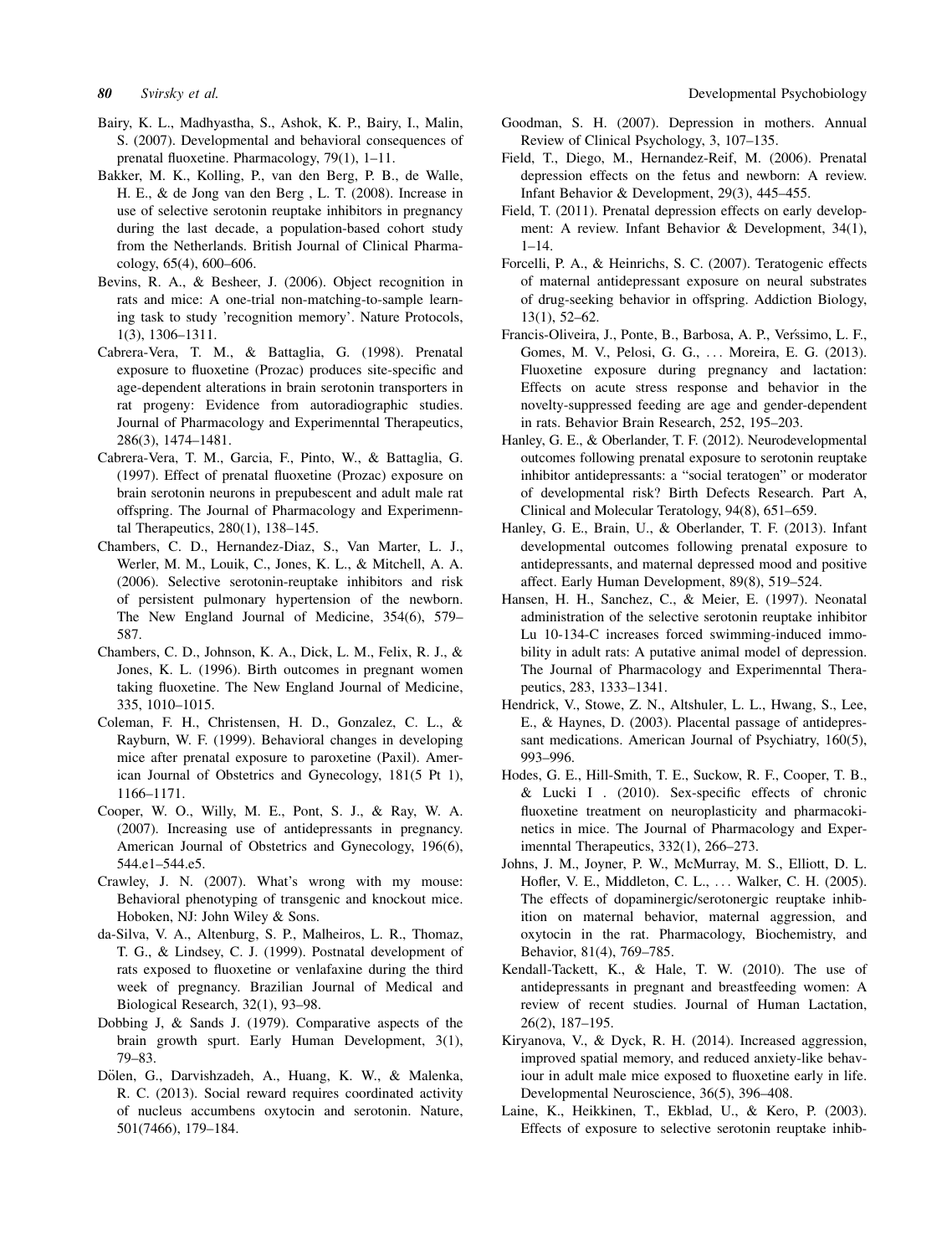Bairy, K. L., Madhyastha, S., Ashok, K. P., Bairy, I., Malin, S. (2007). Developmental and behavioral consequences of prenatal fluoxetine. Pharmacology, 79(1), 1–11.

Bakker, M. K., Kolling, P., van den Berg, P. B., de Walle, H. E., & de Jong van den Berg , L. T. (2008). Increase in use of selective serotonin reuptake inhibitors in pregnancy during the last decade, a population-based cohort study from the Netherlands. British Journal of Clinical Pharmacology, 65(4), 600–606.

Bevins, R. A., & Besheer, J. (2006). Object recognition in rats and mice: A one-trial non-matching-to-sample learning task to study 'recognition memory'. Nature Protocols, 1(3), 1306–1311.

Cabrera-Vera, T. M., & Battaglia, G. (1998). Prenatal exposure to fluoxetine (Prozac) produces site-specific and age-dependent alterations in brain serotonin transporters in rat progeny: Evidence from autoradiographic studies. Journal of Pharmacology and Experimenntal Therapeutics, 286(3), 1474–1481.

Cabrera-Vera, T. M., Garcia, F., Pinto, W., & Battaglia, G. (1997). Effect of prenatal fluoxetine (Prozac) exposure on brain serotonin neurons in prepubescent and adult male rat offspring. The Journal of Pharmacology and Experimenntal Therapeutics, 280(1), 138–145.

Chambers, C. D., Hernandez-Diaz, S., Van Marter, L. J., Werler, M. M., Louik, C., Jones, K. L., & Mitchell, A. A. (2006). Selective serotonin-reuptake inhibitors and risk of persistent pulmonary hypertension of the newborn. The New England Journal of Medicine, 354(6), 579–587.

Chambers, C. D., Johnson, K. A., Dick, L. M., Felix, R. J., & Jones, K. L. (1996). Birth outcomes in pregnant women taking fluoxetine. The New England Journal of Medicine, 335, 1010–1015.

Coleman, F. H., Christensen, H. D., Gonzalez, C. L., & Rayburn, W. F. (1999). Behavioral changes in developing mice after prenatal exposure to paroxetine (Paxil). American Journal of Obstetrics and Gynecology, 181(5 Pt 1), 1166–1171.

Cooper, W. O., Willy, M. E., Pont, S. J., & Ray, W. A. (2007). Increasing use of antidepressants in pregnancy. American Journal of Obstetrics and Gynecology, 196(6), 544.e1–544.e5.

Crawley, J. N. (2007). What's wrong with my mouse: Behavioral phenotyping of transgenic and knockout mice. Hoboken, NJ: John Wiley & Sons.

da-Silva, V. A., Altenburg, S. P., Malheiros, L. R., Thomaz, T. G., & Lindsey, C. J. (1999). Postnatal development of rats exposed to fluoxetine or venlafaxine during the third week of pregnancy. Brazilian Journal of Medical and Biological Research, 32(1), 93–98.

Dobbing J, & Sands J. (1979). Comparative aspects of the brain growth spurt. Early Human Development, 3(1), 79–83.

Dölen, G., Darvishzadeh, A., Huang, K. W., & Malenka, R. C. (2013). Social reward requires coordinated activity of nucleus accumbens oxytocin and serotonin. Nature, 501(7466), 179–184.

Goodman, S. H. (2007). Depression in mothers. Annual Review of Clinical Psychology, 3, 107–135.

Field, T., Diego, M., Hernandez-Reif, M. (2006). Prenatal depression effects on the fetus and newborn: A review. Infant Behavior & Development, 29(3), 445–455.

Field, T. (2011). Prenatal depression effects on early development: A review. Infant Behavior & Development, 34(1), 1–14.

Forcelli, P. A., & Heinrichs, S. C. (2007). Teratogenic effects of maternal antidepressant exposure on neural substrates of drug-seeking behavior in offspring. Addiction Biology, 13(1), 52–62.

Francis-Oliveira, J., Ponte, B., Barbosa, A. P., Verśsimo, L. F., Gomes, M. V., Pelosi, G. G., ... Moreira, E. G. (2013). Fluoxetine exposure during pregnancy and lactation: Effects on acute stress response and behavior in the novelty-suppressed feeding are age and gender-dependent in rats. Behavior Brain Research, 252, 195–203.

Hanley, G. E., & Oberlander, T. F. (2012). Neurodevelopmental outcomes following prenatal exposure to serotonin reuptake inhibitor antidepressants: a "social teratogen" or moderator of developmental risk? Birth Defects Research. Part A, Clinical and Molecular Teratology, 94(8), 651–659.

Hanley, G. E., Brain, U., & Oberlander, T. F. (2013). Infant developmental outcomes following prenatal exposure to antidepressants, and maternal depressed mood and positive affect. Early Human Development, 89(8), 519–524.

Hansen, H. H., Sanchez, C., & Meier, E. (1997). Neonatal administration of the selective serotonin reuptake inhibitor Lu 10-134-C increases forced swimming-induced immobility in adult rats: A putative animal model of depression. The Journal of Pharmacology and Experimenntal Therapeutics, 283, 1333–1341.

Hendrick, V., Stowe, Z. N., Altshuler, L. L., Hwang, S., Lee, E., & Haynes, D. (2003). Placental passage of antidepressant medications. American Journal of Psychiatry, 160(5), 993–996.

Hodes, G. E., Hill-Smith, T. E., Suckow, R. F., Cooper, T. B., & Lucki I . (2010). Sex-specific effects of chronic fluoxetine treatment on neuroplasticity and pharmacokinetics in mice. The Journal of Pharmacology and Experimenntal Therapeutics, 332(1), 266–273.

Johns, J. M., Joyner, P. W., McMurray, M. S., Elliott, D. L. Hofler, V. E., Middleton, C. L., ... Walker, C. H. (2005). The effects of dopaminergic/serotonergic reuptake inhibition on maternal behavior, maternal aggression, and oxytocin in the rat. Pharmacology, Biochemistry, and Behavior, 81(4), 769–785.

Kendall-Tackett, K., & Hale, T. W. (2010). The use of antidepressants in pregnant and breastfeeding women: A review of recent studies. Journal of Human Lactation, 26(2), 187–195.

Kiryanova, V., & Dyck, R. H. (2014). Increased aggression, improved spatial memory, and reduced anxiety-like behaviour in adult male mice exposed to fluoxetine early in life. Developmental Neuroscience, 36(5), 396–408.

Laine, K., Heikkinen, T., Ekblad, U., & Kero, P. (2003). Effects of exposure to selective serotonin reuptake inhib-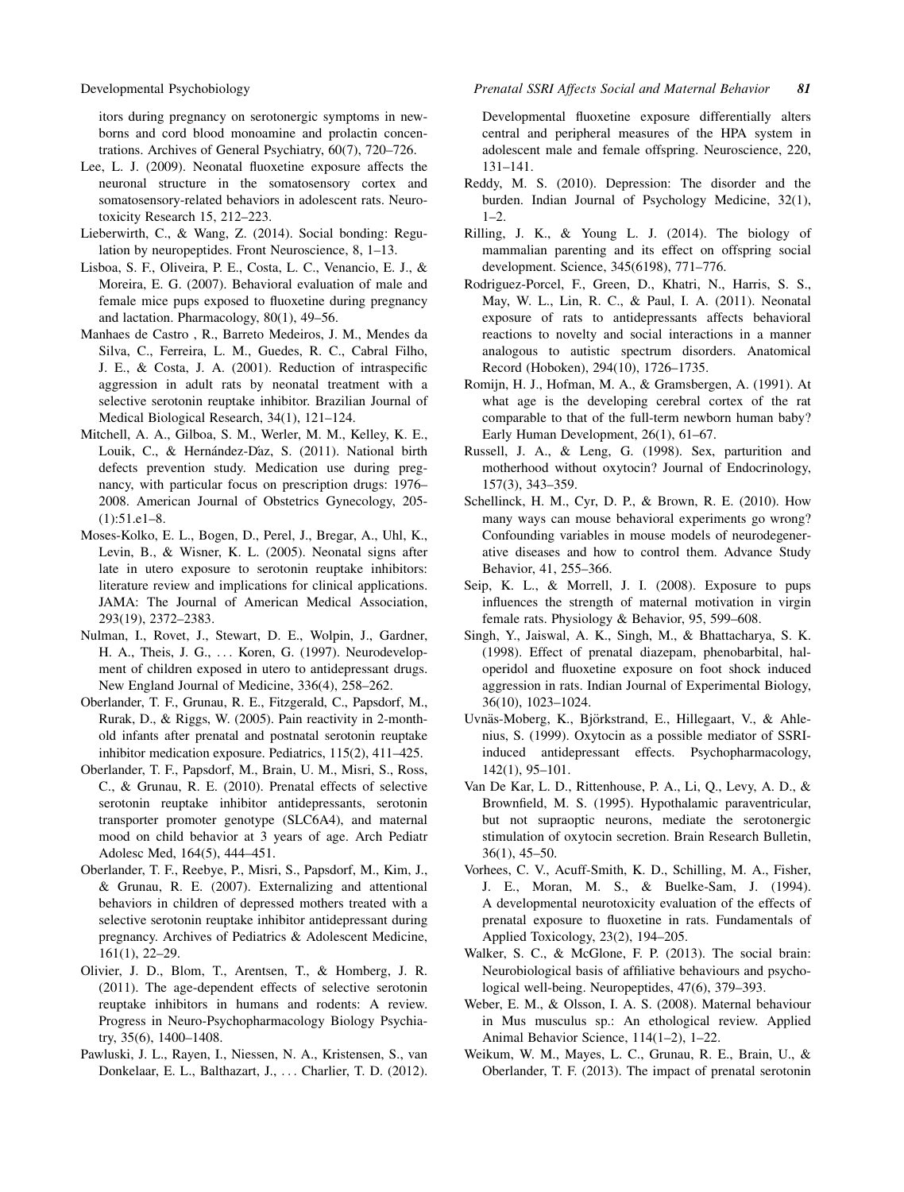itors during pregnancy on serotonergic symptoms in newborns and cord blood monoamine and prolactin concentrations. Archives of General Psychiatry, 60(7), 720–726.

Lee, L. J. (2009). Neonatal fluoxetine exposure affects the neuronal structure in the somatosensory cortex and somatosensory-related behaviors in adolescent rats. Neurotoxicity Research 15, 212–223.

Lieberwirth, C., & Wang, Z. (2014). Social bonding: Regulation by neuropeptides. Front Neuroscience, 8, 1–13.

Lisboa, S. F., Oliveira, P. E., Costa, L. C., Venancio, E. J., & Moreira, E. G. (2007). Behavioral evaluation of male and female mice pups exposed to fluoxetine during pregnancy and lactation. Pharmacology, 80(1), 49–56.

Manhaes de Castro , R., Barreto Medeiros, J. M., Mendes da Silva, C., Ferreira, L. M., Guedes, R. C., Cabral Filho, J. E., & Costa, J. A. (2001). Reduction of intraspecific aggression in adult rats by neonatal treatment with a selective serotonin reuptake inhibitor. Brazilian Journal of Medical Biological Research, 34(1), 121–124.

Mitchell, A. A., Gilboa, S. M., Werler, M. M., Kelley, K. E., Louik, C., & Hernández-Dáz, S. (2011). National birth defects prevention study. Medication use during pregnancy, with particular focus on prescription drugs: 1976–2008. American Journal of Obstetrics Gynecology, 205-(1):51.e1–8.

Moses-Kolko, E. L., Bogen, D., Perel, J., Bregar, A., Uhl, K., Levin, B., & Wisner, K. L. (2005). Neonatal signs after late in utero exposure to serotonin reuptake inhibitors: literature review and implications for clinical applications. JAMA: The Journal of American Medical Association, 293(19), 2372–2383.

Nulman, I., Rovet, J., Stewart, D. E., Wolpin, J., Gardner, H. A., Theis, J. G., ... Koren, G. (1997). Neurodevelopment of children exposed in utero to antidepressant drugs. New England Journal of Medicine, 336(4), 258–262.

Oberlander, T. F., Grunau, R. E., Fitzgerald, C., Papsdorf, M., Rurak, D., & Riggs, W. (2005). Pain reactivity in 2-month-old infants after prenatal and postnatal serotonin reuptake inhibitor medication exposure. Pediatrics, 115(2), 411–425.

Oberlander, T. F., Papsdorf, M., Brain, U. M., Misri, S., Ross, C., & Grunau, R. E. (2010). Prenatal effects of selective serotonin reuptake inhibitor antidepressants, serotonin transporter promoter genotype (SLC6A4), and maternal mood on child behavior at 3 years of age. Arch Pediatr Adolesc Med, 164(5), 444–451.

Oberlander, T. F., Reebye, P., Misri, S., Papsdorf, M., Kim, J., & Grunau, R. E. (2007). Externalizing and attentional behaviors in children of depressed mothers treated with a selective serotonin reuptake inhibitor antidepressant during pregnancy. Archives of Pediatrics & Adolescent Medicine, 161(1), 22–29.

Olivier, J. D., Blom, T., Arentsen, T., & Homberg, J. R. (2011). The age-dependent effects of selective serotonin reuptake inhibitors in humans and rodents: A review. Progress in Neuro-Psychopharmacology Biology Psychiatry, 35(6), 1400–1408.

Pawluski, J. L., Rayen, I., Niessen, N. A., Kristensen, S., van Donkelaar, E. L., Balthazart, J., ... Charlier, T. D. (2012). Developmental fluoxetine exposure differentially alters central and peripheral measures of the HPA system in adolescent male and female offspring. Neuroscience, 220, 131–141.

Reddy, M. S. (2010). Depression: The disorder and the burden. Indian Journal of Psychology Medicine, 32(1), 1–2.

Rilling, J. K., & Young L. J. (2014). The biology of mammalian parenting and its effect on offspring social development. Science, 345(6198), 771–776.

Rodriguez-Porcel, F., Green, D., Khatri, N., Harris, S. S., May, W. L., Lin, R. C., & Paul, I. A. (2011). Neonatal exposure of rats to antidepressants affects behavioral reactions to novelty and social interactions in a manner analogous to autistic spectrum disorders. Anatomical Record (Hoboken), 294(10), 1726–1735.

Romijn, H. J., Hofman, M. A., & Gramsbergen, A. (1991). At what age is the developing cerebral cortex of the rat comparable to that of the full-term newborn human baby? Early Human Development, 26(1), 61–67.

Russell, J. A., & Leng, G. (1998). Sex, parturition and motherhood without oxytocin? Journal of Endocrinology, 157(3), 343–359.

Schellinck, H. M., Cyr, D. P., & Brown, R. E. (2010). How many ways can mouse behavioral experiments go wrong? Confounding variables in mouse models of neurodegenerative diseases and how to control them. Advance Study Behavior, 41, 255–366.

Seip, K. L., & Morrell, J. I. (2008). Exposure to pups influences the strength of maternal motivation in virgin female rats. Physiology & Behavior, 95, 599–608.

Singh, Y., Jaiswal, A. K., Singh, M., & Bhattacharya, S. K. (1998). Effect of prenatal diazepam, phenobarbital, haloperidol and fluoxetine exposure on foot shock induced aggression in rats. Indian Journal of Experimental Biology, 36(10), 1023–1024.

Uvnäs-Moberg, K., Björkstrand, E., Hillegaart, V., & Ahlenius, S. (1999). Oxytocin as a possible mediator of SSRI-induced antidepressant effects. Psychopharmacology, 142(1), 95–101.

Van De Kar, L. D., Rittenhouse, P. A., Li, Q., Levy, A. D., & Brownfield, M. S. (1995). Hypothalamic paraventricular, but not supraoptic neurons, mediate the serotonergic stimulation of oxytocin secretion. Brain Research Bulletin, 36(1), 45–50.

Vorhees, C. V., Acuff-Smith, K. D., Schilling, M. A., Fisher, J. E., Moran, M. S., & Buelke-Sam, J. (1994). A developmental neurotoxicity evaluation of the effects of prenatal exposure to fluoxetine in rats. Fundamentals of Applied Toxicology, 23(2), 194–205.

Walker, S. C., & McGlone, F. P. (2013). The social brain: Neurobiological basis of affiliative behaviours and psychological well-being. Neuropeptides, 47(6), 379–393.

Weber, E. M., & Olsson, I. A. S. (2008). Maternal behaviour in Mus musculus sp.: An ethological review. Applied Animal Behavior Science, 114(1–2), 1–22.

Weikum, W. M., Mayes, L. C., Grunau, R. E., Brain, U., & Oberlander, T. F. (2013). The impact of prenatal serotonin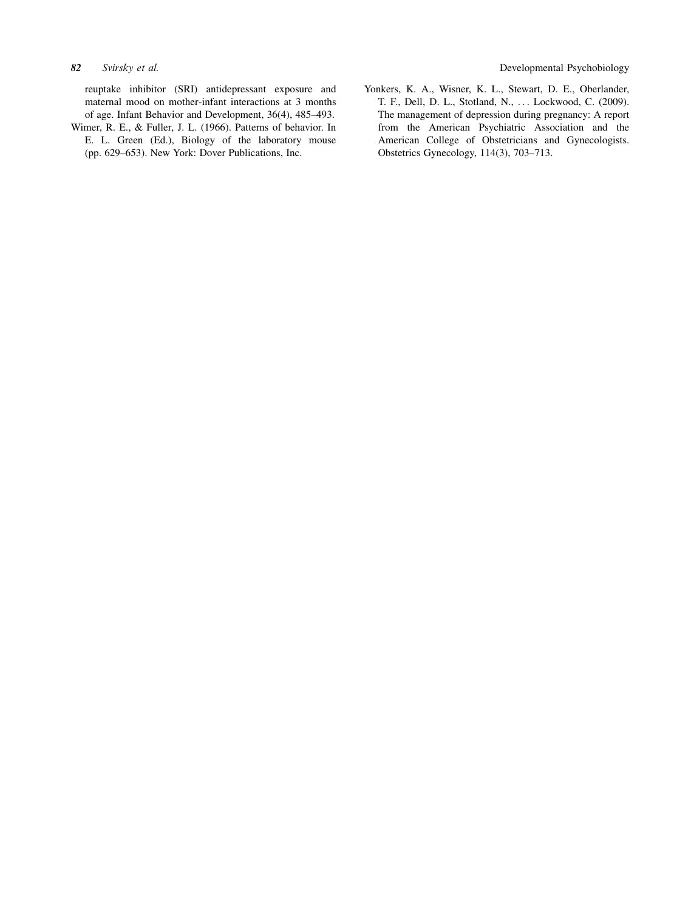reuptake inhibitor (SRI) antidepressant exposure and maternal mood on mother-infant interactions at 3 months of age. Infant Behavior and Development, 36(4), 485–493.

Wimer, R. E., & Fuller, J. L. (1966). Patterns of behavior. In E. L. Green (Ed.), Biology of the laboratory mouse (pp. 629–653). New York: Dover Publications, Inc.

Yonkers, K. A., Wisner, K. L., Stewart, D. E., Oberlander, T. F., Dell, D. L., Stotland, N., … Lockwood, C. (2009). The management of depression during pregnancy: A report from the American Psychiatric Association and the American College of Obstetricians and Gynecologists. Obstetrics Gynecology, 114(3), 703–713.